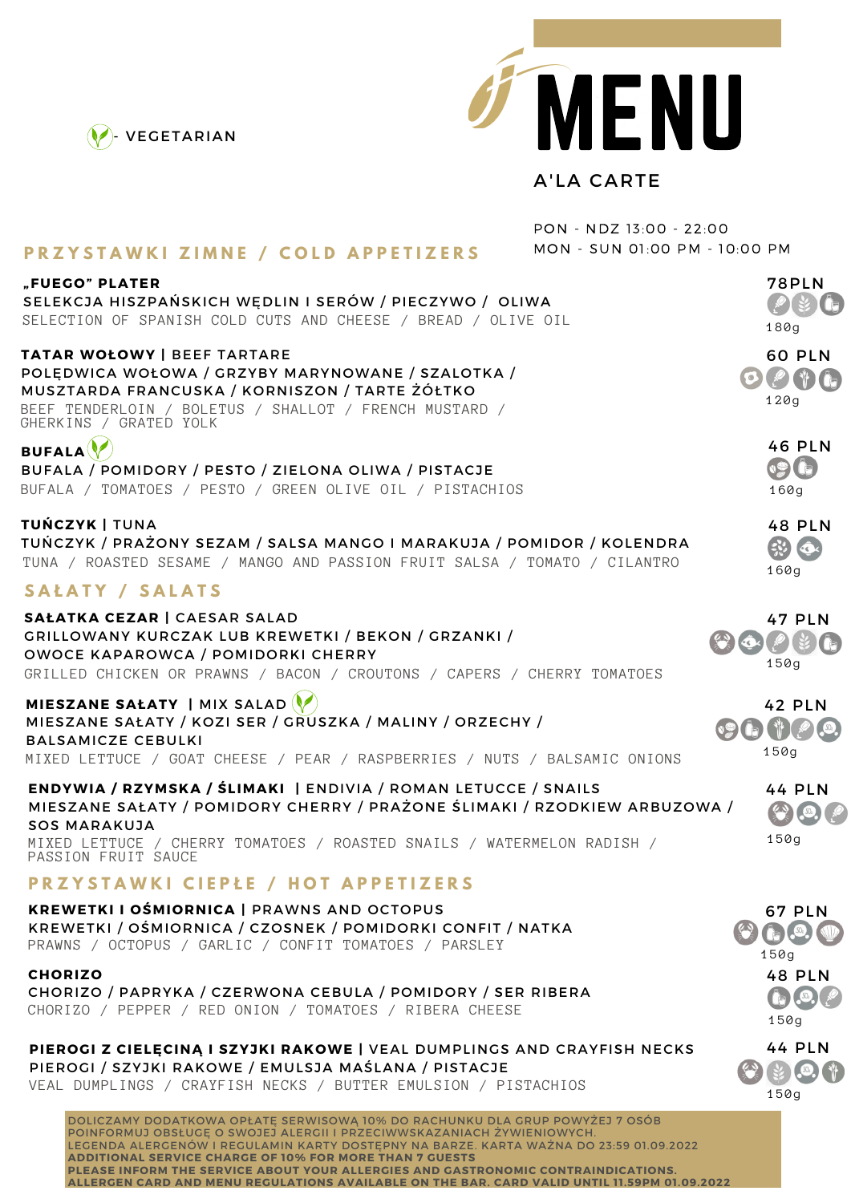# MENU

A'LA CARTE

VEGETARIAN

PON - NDZ 13:00 - 22:00
MON - SUN 01:00 PM - 10:00 PM

## PRZYSTAWKI ZIMNE / COLD APPETIZERS

**„FUEGO" PLATER** — 78PLN
SELEKCJA HISZPAŃSKICH WĘDLIN I SERÓW / PIECZYWO / OLIWA
SELECTION OF SPANISH COLD CUTS AND CHEESE / BREAD / OLIVE OIL
180g

**TATAR WOŁOWY** | BEEF TARTARE — 60 PLN
POLĘDWICA WOŁOWA / GRZYBY MARYNOWANE / SZALOTKA / MUSZTARDA FRANCUSKA / KORNISZON / TARTE ŻÓŁTKO
BEEF TENDERLOIN / BOLETUS / SHALLOT / FRENCH MUSTARD / GHERKINS / GRATED YOLK
120g

**BUFALA** (vegetarian) — 46 PLN
BUFALA / POMIDORY / PESTO / ZIELONA OLIWA / PISTACJE
BUFALA / TOMATOES / PESTO / GREEN OLIVE OIL / PISTACHIOS
160g

**TUŃCZYK** | TUNA — 48 PLN
TUŃCZYK / PRAŻONY SEZAM / SALSA MANGO I MARAKUJA / POMIDOR / KOLENDRA
TUNA / ROASTED SESAME / MANGO AND PASSION FRUIT SALSA / TOMATO / CILANTRO
160g

## SAŁATY / SALATS

**SAŁATKA CEZAR** | CAESAR SALAD — 47 PLN
GRILLOWANY KURCZAK LUB KREWETKI / BEKON / GRZANKI / OWOCE KAPAROWCA / POMIDORKI CHERRY
GRILLED CHICKEN OR PRAWNS / BACON / CROUTONS / CAPERS / CHERRY TOMATOES
150g

**MIESZANE SAŁATY** | MIX SALAD (vegetarian) — 42 PLN
MIESZANE SAŁATY / KOZI SER / GRUSZKA / MALINY / ORZECHY / BALSAMICZE CEBULKI
MIXED LETTUCE / GOAT CHEESE / PEAR / RASPBERRIES / NUTS / BALSAMIC ONIONS
150g

**ENDYWIA / RZYMSKA / ŚLIMAKI** | ENDIVIA / ROMAN LETUCCE / SNAILS — 44 PLN
MIESZANE SAŁATY / POMIDORY CHERRY / PRAŻONE ŚLIMAKI / RZODKIEW ARBUZOWA / SOS MARAKUJA
MIXED LETTUCE / CHERRY TOMATOES / ROASTED SNAILS / WATERMELON RADISH / PASSION FRUIT SAUCE
150g

## PRZYSTAWKI CIEPŁE / HOT APPETIZERS

**KREWETKI I OŚMIORNICA** | PRAWNS AND OCTOPUS — 67 PLN
KREWETKI / OŚMIORNICA / CZOSNEK / POMIDORKI CONFIT / NATKA
PRAWNS / OCTOPUS / GARLIC / CONFIT TOMATOES / PARSLEY
150g

**CHORIZO** — 48 PLN
CHORIZO / PAPRYKA / CZERWONA CEBULA / POMIDORY / SER RIBERA
CHORIZO / PEPPER / RED ONION / TOMATOES / RIBERA CHEESE
150g

**PIEROGI Z CIELĘCINĄ I SZYJKI RAKOWE** | VEAL DUMPLINGS AND CRAYFISH NECKS — 44 PLN
PIEROGI / SZYJKI RAKOWE / EMULSJA MAŚLANA / PISTACJE
VEAL DUMPLINGS / CRAYFISH NECKS / BUTTER EMULSION / PISTACHIOS
150g

DOLICZAMY DODATKOWA OPŁATĘ SERWISOWĄ 10% DO RACHUNKU DLA GRUP POWYŻEJ 7 OSÓB
POINFORMUJ OBSŁUGĘ O SWOJEJ ALERGII I PRZECIWWSKAZANIACH ŻYWIENIOWYCH.
LEGENDA ALERGENÓW I REGULAMIN KARTY DOSTĘPNY NA BARZE. KARTA WAŻNA DO 23:59 01.09.2022
**ADDITIONAL SERVICE CHARGE OF 10% FOR MORE THAN 7 GUESTS**
**PLEASE INFORM THE SERVICE ABOUT YOUR ALLERGIES AND GASTRONOMIC CONTRAINDICATIONS.**
**ALLERGEN CARD AND MENU REGULATIONS AVAILABLE ON THE BAR. CARD VALID UNTIL 11.59PM 01.09.2022**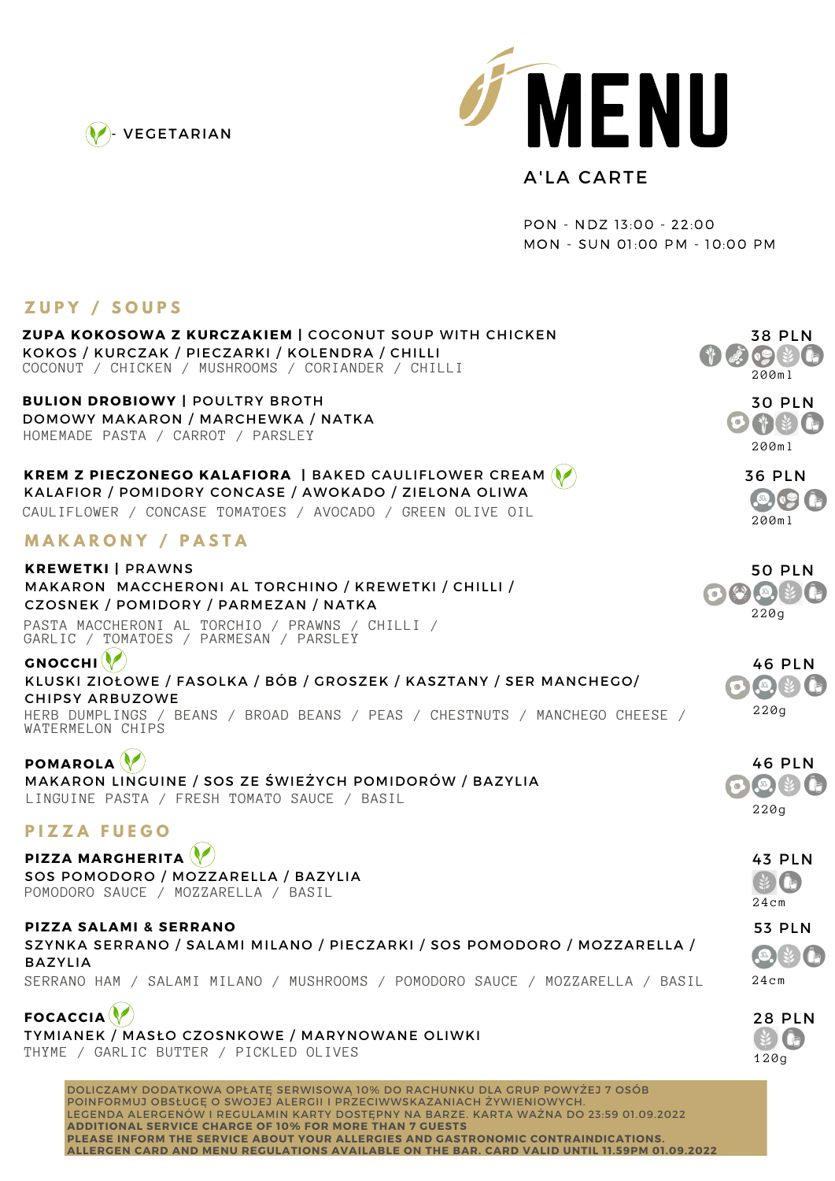🌿 - VEGETARIAN

# MENU

## A'LA CARTE

PON - NDZ 13:00 - 22:00
MON - SUN 01:00 PM - 10:00 PM

## ZUPY / SOUPS

**ZUPA KOKOSOWA Z KURCZAKIEM** | COCONUT SOUP WITH CHICKEN — **38 PLN**
KOKOS / KURCZAK / PIECZARKI / KOLENDRA / CHILLI
COCONUT / CHICKEN / MUSHROOMS / CORIANDER / CHILLI
200ml

**BULION DROBIOWY** | POULTRY BROTH — **30 PLN**
DOMOWY MAKARON / MARCHEWKA / NATKA
HOMEMADE PASTA / CARROT / PARSLEY
200ml

**KREM Z PIECZONEGO KALAFIORA** | BAKED CAULIFLOWER CREAM 🌿 — **36 PLN**
KALAFIOR / POMIDORY CONCASE / AWOKADO / ZIELONA OLIWA
CAULIFLOWER / CONCASE TOMATOES / AVOCADO / GREEN OLIVE OIL
200ml

## MAKARONY / PASTA

**KREWETKI** | PRAWNS — **50 PLN**
MAKARON MACCHERONI AL TORCHINO / KREWETKI / CHILLI / CZOSNEK / POMIDORY / PARMEZAN / NATKA
PASTA MACCHERONI AL TORCHIO / PRAWNS / CHILLI / GARLIC / TOMATOES / PARMESAN / PARSLEY
220g

**GNOCCHI** 🌿 — **46 PLN**
KLUSKI ZIOŁOWE / FASOLKA / BÓB / GROSZEK / KASZTANY / SER MANCHEGO/ CHIPSY ARBUZOWE
HERB DUMPLINGS / BEANS / BROAD BEANS / PEAS / CHESTNUTS / MANCHEGO CHEESE / WATERMELON CHIPS
220g

**POMAROLA** 🌿 — **46 PLN**
MAKARON LINGUINE / SOS ZE ŚWIEŻYCH POMIDORÓW / BAZYLIA
LINGUINE PASTA / FRESH TOMATO SAUCE / BASIL
220g

## PIZZA FUEGO

**PIZZA MARGHERITA** 🌿 — **43 PLN**
SOS POMODORO / MOZZARELLA / BAZYLIA
POMODORO SAUCE / MOZZARELLA / BASIL
24cm

**PIZZA SALAMI & SERRANO** — **53 PLN**
SZYNKA SERRANO / SALAMI MILANO / PIECZARKI / SOS POMODORO / MOZZARELLA / BAZYLIA
SERRANO HAM / SALAMI MILANO / MUSHROOMS / POMODORO SAUCE / MOZZARELLA / BASIL
24cm

**FOCACCIA** 🌿 — **28 PLN**
TYMIANEK / MASŁO CZOSNKOWE / MARYNOWANE OLIWKI
THYME / GARLIC BUTTER / PICKLED OLIVES
120g

DOLICZAMY DODATKOWĄ OPŁATĘ SERWISOWĄ 10% DO RACHUNKU DLA GRUP POWYŻEJ 7 OSÓB
POINFORMUJ OBSŁUGĘ O SWOJEJ ALERGII I PRZECIWWSKAZANIACH ŻYWIENIOWYCH.
LEGENDA ALERGENÓW I REGULAMIN KARTY DOSTĘPNY NA BARZE. KARTA WAŻNA DO 23:59 01.09.2022
**ADDITIONAL SERVICE CHARGE OF 10% FOR MORE THAN 7 GUESTS**
**PLEASE INFORM THE SERVICE ABOUT YOUR ALLERGIES AND GASTRONOMIC CONTRAINDICATIONS.**
**ALLERGEN CARD AND MENU REGULATIONS AVAILABLE ON THE BAR. CARD VALID UNTIL 11.59PM 01.09.2022**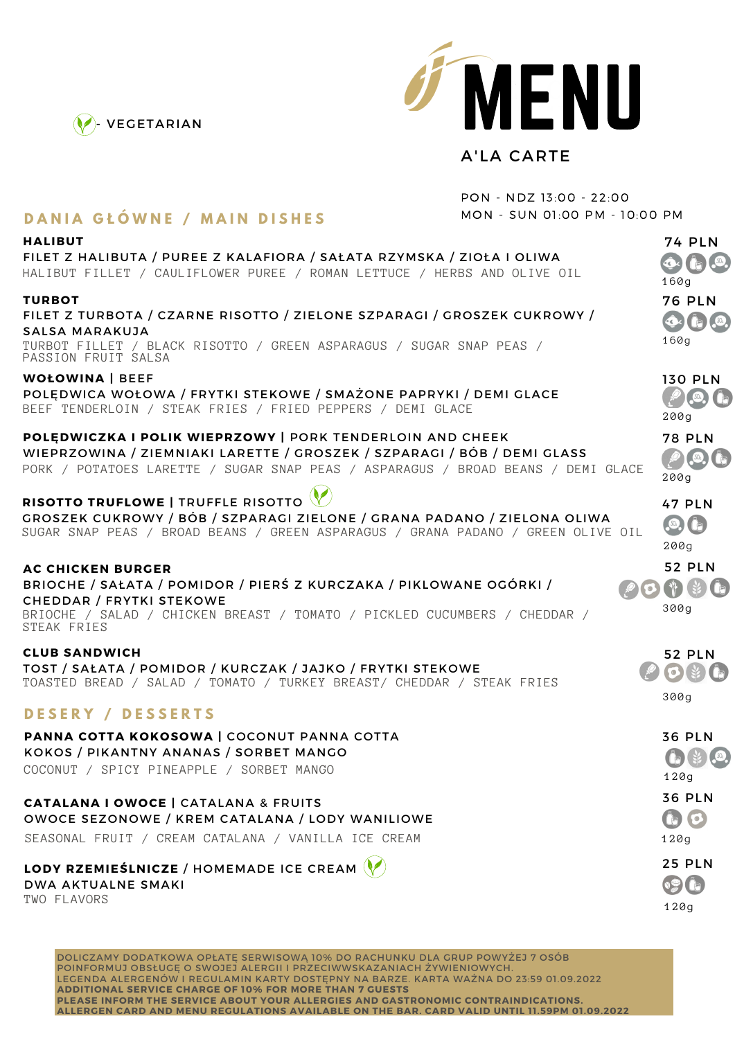(V) - VEGETARIAN

# MENU

A'LA CARTE

PON - NDZ 13:00 - 22:00
MON - SUN 01:00 PM - 10:00 PM

## DANIA GŁÓWNE / MAIN DISHES

**HALIBUT**
FILET Z HALIBUTA / PUREE Z KALAFIORA / SAŁATA RZYMSKA / ZIOŁA I OLIWA
HALIBUT FILLET / CAULIFLOWER PUREE / ROMAN LETTUCE / HERBS AND OLIVE OIL
**74 PLN**
160g

**TURBOT**
FILET Z TURBOTA / CZARNE RISOTTO / ZIELONE SZPARAGI / GROSZEK CUKROWY / SALSA MARAKUJA
TURBOT FILLET / BLACK RISOTTO / GREEN ASPARAGUS / SUGAR SNAP PEAS / PASSION FRUIT SALSA
**76 PLN**
160g

**WOŁOWINA | BEEF**
POLĘDWICA WOŁOWA / FRYTKI STEKOWE / SMAŻONE PAPRYKI / DEMI GLACE
BEEF TENDERLOIN / STEAK FRIES / FRIED PEPPERS / DEMI GLACE
**130 PLN**
200g

**POLĘDWICZKA I POLIK WIEPRZOWY | PORK TENDERLOIN AND CHEEK**
WIEPRZOWINA / ZIEMNIAKI LARETTE / GROSZEK / SZPARAGI / BÓB / DEMI GLASS
PORK / POTATOES LARETTE / SUGAR SNAP PEAS / ASPARAGUS / BROAD BEANS / DEMI GLACE
**78 PLN**
200g

**RISOTTO TRUFLOWE | TRUFFLE RISOTTO** (V)
GROSZEK CUKROWY / BÓB / SZPARAGI ZIELONE / GRANA PADANO / ZIELONA OLIWA
SUGAR SNAP PEAS / BROAD BEANS / GREEN ASPARAGUS / GRANA PADANO / GREEN OLIVE OIL
**47 PLN**
200g

**AC CHICKEN BURGER**
BRIOCHE / SAŁATA / POMIDOR / PIERŚ Z KURCZAKA / PIKLOWANE OGÓRKI / CHEDDAR / FRYTKI STEKOWE
BRIOCHE / SALAD / CHICKEN BREAST / TOMATO / PICKLED CUCUMBERS / CHEDDAR / STEAK FRIES
**52 PLN**
300g

**CLUB SANDWICH**
TOST / SAŁATA / POMIDOR / KURCZAK / JAJKO / FRYTKI STEKOWE
TOASTED BREAD / SALAD / TOMATO / TURKEY BREAST/ CHEDDAR / STEAK FRIES
**52 PLN**
300g

## DESERY / DESSERTS

**PANNA COTTA KOKOSOWA | COCONUT PANNA COTTA**
KOKOS / PIKANTNY ANANAS / SORBET MANGO
COCONUT / SPICY PINEAPPLE / SORBET MANGO
**36 PLN**
120g

**CATALANA I OWOCE | CATALANA & FRUITS**
OWOCE SEZONOWE / KREM CATALANA / LODY WANILIOWE
SEASONAL FRUIT / CREAM CATALANA / VANILLA ICE CREAM
**36 PLN**
120g

**LODY RZEMIEŚLNICZE / HOMEMADE ICE CREAM** (V)
DWA AKTUALNE SMAKI
TWO FLAVORS
**25 PLN**
120g

DOLICZAMY DODATKOWĄ OPŁATĘ SERWISOWĄ 10% DO RACHUNKU DLA GRUP POWYŻEJ 7 OSÓB
POINFORMUJ OBSŁUGĘ O SWOJEJ ALERGII I PRZECIWWSKAZANIACH ŻYWIENIOWYCH.
LEGENDA ALERGENÓW I REGULAMIN KARTY DOSTĘPNY NA BARZE. KARTA WAŻNA DO 23:59 01.09.2022
**ADDITIONAL SERVICE CHARGE OF 10% FOR MORE THAN 7 GUESTS**
**PLEASE INFORM THE SERVICE ABOUT YOUR ALLERGIES AND GASTRONOMIC CONTRAINDICATIONS.**
**ALLERGEN CARD AND MENU REGULATIONS AVAILABLE ON THE BAR. CARD VALID UNTIL 11.59PM 01.09.2022**